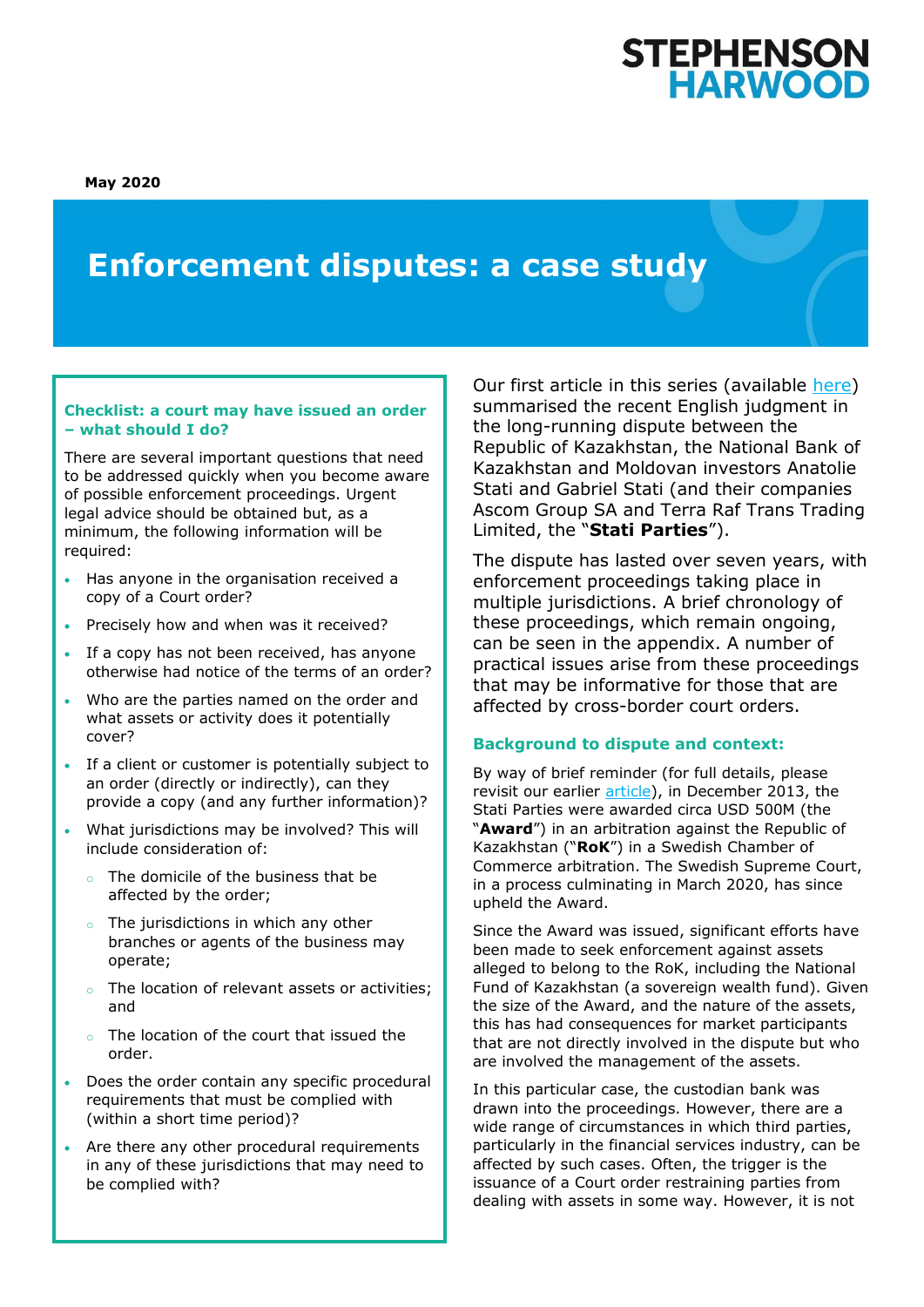May 2020

# Enforcement disputes: a case study

### Checklist: a court may have issued an order – what should I do?

There are several important questions that need to be addressed quickly when you become aware of possible enforcement proceedings. Urgent legal advice should be obtained but, as a minimum, the following information will be required:

- Has anyone in the organisation received a copy of a Court order?
- Precisely how and when was it received?
- If a copy has not been received, has anyone otherwise had notice of the terms of an order?
- Who are the parties named on the order and what assets or activity does it potentially cover?
- If a client or customer is potentially subject to an order (directly or indirectly), can they provide a copy (and any further information)?
- What jurisdictions may be involved? This will include consideration of:
  - The domicile of the business that be affected by the order;
  - The jurisdictions in which any other branches or agents of the business may operate;
  - The location of relevant assets or activities; and
  - The location of the court that issued the order.
- Does the order contain any specific procedural requirements that must be complied with (within a short time period)?
- Are there any other procedural requirements in any of these jurisdictions that may need to be complied with?

Our first article in this series (available here) summarised the recent English judgment in the long-running dispute between the Republic of Kazakhstan, the National Bank of Kazakhstan and Moldovan investors Anatolie Stati and Gabriel Stati (and their companies Ascom Group SA and Terra Raf Trans Trading Limited, the "**Stati Parties**").

The dispute has lasted over seven years, with enforcement proceedings taking place in multiple jurisdictions. A brief chronology of these proceedings, which remain ongoing, can be seen in the appendix. A number of practical issues arise from these proceedings that may be informative for those that are affected by cross-border court orders.

### Background to dispute and context:

By way of brief reminder (for full details, please revisit our earlier article), in December 2013, the Stati Parties were awarded circa USD 500M (the "**Award**") in an arbitration against the Republic of Kazakhstan ("**RoK**") in a Swedish Chamber of Commerce arbitration. The Swedish Supreme Court, in a process culminating in March 2020, has since upheld the Award.

Since the Award was issued, significant efforts have been made to seek enforcement against assets alleged to belong to the RoK, including the National Fund of Kazakhstan (a sovereign wealth fund). Given the size of the Award, and the nature of the assets, this has had consequences for market participants that are not directly involved in the dispute but who are involved the management of the assets.

In this particular case, the custodian bank was drawn into the proceedings. However, there are a wide range of circumstances in which third parties, particularly in the financial services industry, can be affected by such cases. Often, the trigger is the issuance of a Court order restraining parties from dealing with assets in some way. However, it is not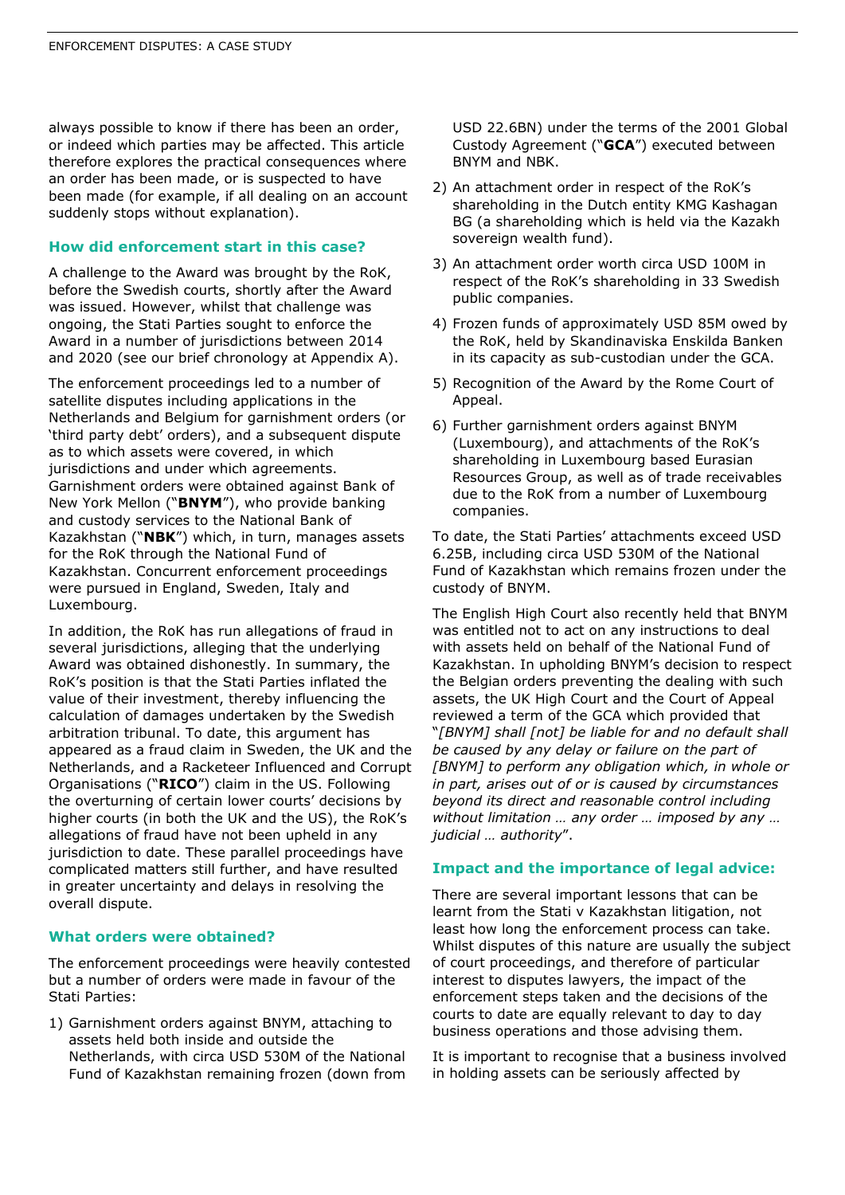always possible to know if there has been an order, or indeed which parties may be affected. This article therefore explores the practical consequences where an order has been made, or is suspected to have been made (for example, if all dealing on an account suddenly stops without explanation).

### How did enforcement start in this case?

A challenge to the Award was brought by the RoK, before the Swedish courts, shortly after the Award was issued. However, whilst that challenge was ongoing, the Stati Parties sought to enforce the Award in a number of jurisdictions between 2014 and 2020 (see our brief chronology at Appendix A).

The enforcement proceedings led to a number of satellite disputes including applications in the Netherlands and Belgium for garnishment orders (or 'third party debt' orders), and a subsequent dispute as to which assets were covered, in which jurisdictions and under which agreements. Garnishment orders were obtained against Bank of New York Mellon ("**BNYM**"), who provide banking and custody services to the National Bank of Kazakhstan ("**NBK**") which, in turn, manages assets for the RoK through the National Fund of Kazakhstan. Concurrent enforcement proceedings were pursued in England, Sweden, Italy and Luxembourg.

In addition, the RoK has run allegations of fraud in several jurisdictions, alleging that the underlying Award was obtained dishonestly. In summary, the RoK's position is that the Stati Parties inflated the value of their investment, thereby influencing the calculation of damages undertaken by the Swedish arbitration tribunal. To date, this argument has appeared as a fraud claim in Sweden, the UK and the Netherlands, and a Racketeer Influenced and Corrupt Organisations ("**RICO**") claim in the US. Following the overturning of certain lower courts' decisions by higher courts (in both the UK and the US), the RoK's allegations of fraud have not been upheld in any jurisdiction to date. These parallel proceedings have complicated matters still further, and have resulted in greater uncertainty and delays in resolving the overall dispute.

### What orders were obtained?

The enforcement proceedings were heavily contested but a number of orders were made in favour of the Stati Parties:

1) Garnishment orders against BNYM, attaching to assets held both inside and outside the Netherlands, with circa USD 530M of the National Fund of Kazakhstan remaining frozen (down from USD 22.6BN) under the terms of the 2001 Global Custody Agreement ("**GCA**") executed between BNYM and NBK.
2) An attachment order in respect of the RoK's shareholding in the Dutch entity KMG Kashagan BG (a shareholding which is held via the Kazakh sovereign wealth fund).
3) An attachment order worth circa USD 100M in respect of the RoK's shareholding in 33 Swedish public companies.
4) Frozen funds of approximately USD 85M owed by the RoK, held by Skandinaviska Enskilda Banken in its capacity as sub-custodian under the GCA.
5) Recognition of the Award by the Rome Court of Appeal.
6) Further garnishment orders against BNYM (Luxembourg), and attachments of the RoK's shareholding in Luxembourg based Eurasian Resources Group, as well as of trade receivables due to the RoK from a number of Luxembourg companies.

To date, the Stati Parties' attachments exceed USD 6.25B, including circa USD 530M of the National Fund of Kazakhstan which remains frozen under the custody of BNYM.

The English High Court also recently held that BNYM was entitled not to act on any instructions to deal with assets held on behalf of the National Fund of Kazakhstan. In upholding BNYM's decision to respect the Belgian orders preventing the dealing with such assets, the UK High Court and the Court of Appeal reviewed a term of the GCA which provided that "*[BNYM] shall [not] be liable for and no default shall be caused by any delay or failure on the part of [BNYM] to perform any obligation which, in whole or in part, arises out of or is caused by circumstances beyond its direct and reasonable control including without limitation … any order … imposed by any … judicial … authority*".

### Impact and the importance of legal advice:

There are several important lessons that can be learnt from the Stati v Kazakhstan litigation, not least how long the enforcement process can take. Whilst disputes of this nature are usually the subject of court proceedings, and therefore of particular interest to disputes lawyers, the impact of the enforcement steps taken and the decisions of the courts to date are equally relevant to day to day business operations and those advising them.

It is important to recognise that a business involved in holding assets can be seriously affected by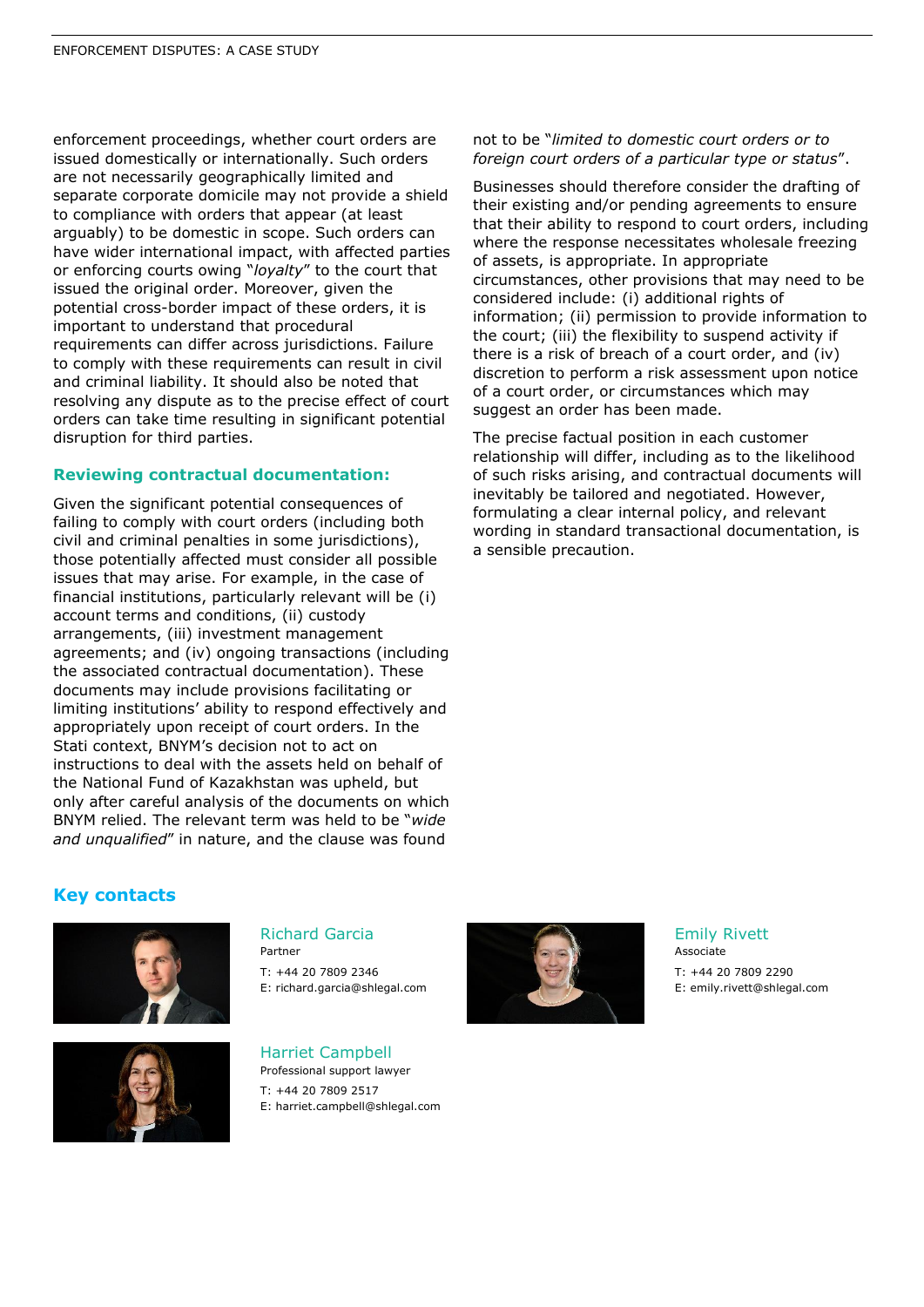enforcement proceedings, whether court orders are issued domestically or internationally. Such orders are not necessarily geographically limited and separate corporate domicile may not provide a shield to compliance with orders that appear (at least arguably) to be domestic in scope. Such orders can have wider international impact, with affected parties or enforcing courts owing "*loyalty*" to the court that issued the original order. Moreover, given the potential cross-border impact of these orders, it is important to understand that procedural requirements can differ across jurisdictions. Failure to comply with these requirements can result in civil and criminal liability. It should also be noted that resolving any dispute as to the precise effect of court orders can take time resulting in significant potential disruption for third parties.

### Reviewing contractual documentation:

Given the significant potential consequences of failing to comply with court orders (including both civil and criminal penalties in some jurisdictions), those potentially affected must consider all possible issues that may arise. For example, in the case of financial institutions, particularly relevant will be (i) account terms and conditions, (ii) custody arrangements, (iii) investment management agreements; and (iv) ongoing transactions (including the associated contractual documentation). These documents may include provisions facilitating or limiting institutions' ability to respond effectively and appropriately upon receipt of court orders. In the Stati context, BNYM's decision not to act on instructions to deal with the assets held on behalf of the National Fund of Kazakhstan was upheld, but only after careful analysis of the documents on which BNYM relied. The relevant term was held to be "*wide and unqualified*" in nature, and the clause was found not to be "*limited to domestic court orders or to foreign court orders of a particular type or status*".

Businesses should therefore consider the drafting of their existing and/or pending agreements to ensure that their ability to respond to court orders, including where the response necessitates wholesale freezing of assets, is appropriate. In appropriate circumstances, other provisions that may need to be considered include: (i) additional rights of information; (ii) permission to provide information to the court; (iii) the flexibility to suspend activity if there is a risk of breach of a court order, and (iv) discretion to perform a risk assessment upon notice of a court order, or circumstances which may suggest an order has been made.

The precise factual position in each customer relationship will differ, including as to the likelihood of such risks arising, and contractual documents will inevitably be tailored and negotiated. However, formulating a clear internal policy, and relevant wording in standard transactional documentation, is a sensible precaution.

## Key contacts

**Richard Garcia**
Partner
T: +44 20 7809 2346
E: richard.garcia@shlegal.com

**Emily Rivett**
Associate
T: +44 20 7809 2290
E: emily.rivett@shlegal.com

**Harriet Campbell**
Professional support lawyer
T: +44 20 7809 2517
E: harriet.campbell@shlegal.com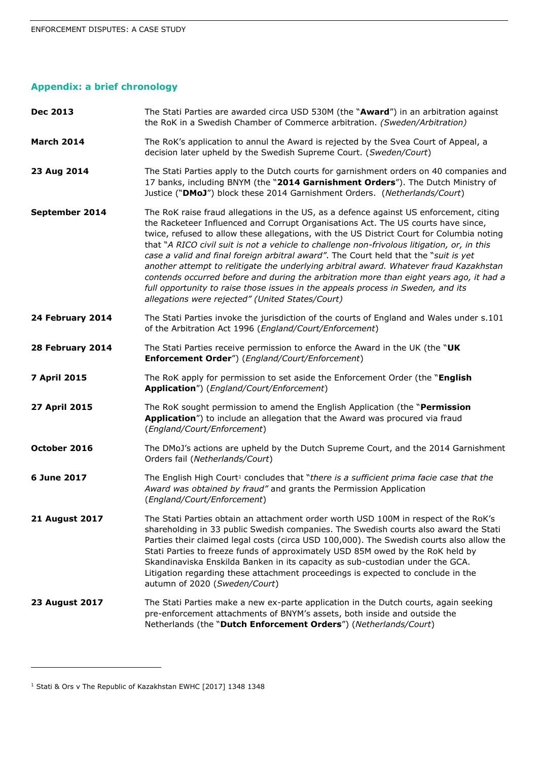## Appendix: a brief chronology

| | |
|---|---|
| **Dec 2013** | The Stati Parties are awarded circa USD 530M (the "**Award**") in an arbitration against the RoK in a Swedish Chamber of Commerce arbitration. *(Sweden/Arbitration)* |
| **March 2014** | The RoK's application to annul the Award is rejected by the Svea Court of Appeal, a decision later upheld by the Swedish Supreme Court. (*Sweden/Court*) |
| **23 Aug 2014** | The Stati Parties apply to the Dutch courts for garnishment orders on 40 companies and 17 banks, including BNYM (the "**2014 Garnishment Orders**"). The Dutch Ministry of Justice ("**DMoJ**") block these 2014 Garnishment Orders. (*Netherlands/Court*) |
| **September 2014** | The RoK raise fraud allegations in the US, as a defence against US enforcement, citing the Racketeer Influenced and Corrupt Organisations Act. The US courts have since, twice, refused to allow these allegations, with the US District Court for Columbia noting that "*A RICO civil suit is not a vehicle to challenge non-frivolous litigation, or, in this case a valid and final foreign arbitral award"*. The Court held that the "*suit is yet another attempt to relitigate the underlying arbitral award. Whatever fraud Kazakhstan contends occurred before and during the arbitration more than eight years ago, it had a full opportunity to raise those issues in the appeals process in Sweden, and its allegations were rejected" (United States/Court)* |
| **24 February 2014** | The Stati Parties invoke the jurisdiction of the courts of England and Wales under s.101 of the Arbitration Act 1996 (*England/Court/Enforcement*) |
| **28 February 2014** | The Stati Parties receive permission to enforce the Award in the UK (the "**UK Enforcement Order**") (*England/Court/Enforcement*) |
| **7 April 2015** | The RoK apply for permission to set aside the Enforcement Order (the "**English Application**") (*England/Court/Enforcement*) |
| **27 April 2015** | The RoK sought permission to amend the English Application (the "**Permission Application**") to include an allegation that the Award was procured via fraud (*England/Court/Enforcement*) |
| **October 2016** | The DMoJ's actions are upheld by the Dutch Supreme Court, and the 2014 Garnishment Orders fail (*Netherlands/Court*) |
| **6 June 2017** | The English High Court[1] concludes that "*there is a sufficient prima facie case that the Award was obtained by fraud"* and grants the Permission Application (*England/Court/Enforcement*) |
| **21 August 2017** | The Stati Parties obtain an attachment order worth USD 100M in respect of the RoK's shareholding in 33 public Swedish companies. The Swedish courts also award the Stati Parties their claimed legal costs (circa USD 100,000). The Swedish courts also allow the Stati Parties to freeze funds of approximately USD 85M owed by the RoK held by Skandinaviska Enskilda Banken in its capacity as sub-custodian under the GCA. Litigation regarding these attachment proceedings is expected to conclude in the autumn of 2020 (*Sweden/Court*) |
| **23 August 2017** | The Stati Parties make a new ex-parte application in the Dutch courts, again seeking pre-enforcement attachments of BNYM's assets, both inside and outside the Netherlands (the "**Dutch Enforcement Orders**") (*Netherlands/Court*) |

[1] Stati & Ors v The Republic of Kazakhstan EWHC [2017] 1348 1348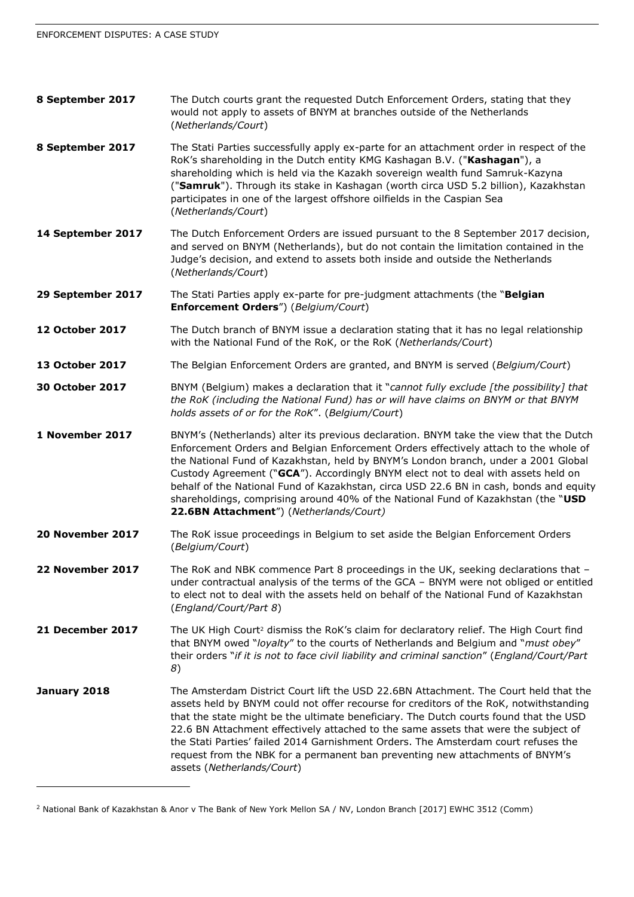| | |
|---|---|
| **8 September 2017** | The Dutch courts grant the requested Dutch Enforcement Orders, stating that they would not apply to assets of BNYM at branches outside of the Netherlands (*Netherlands/Court*) |
| **8 September 2017** | The Stati Parties successfully apply ex-parte for an attachment order in respect of the RoK's shareholding in the Dutch entity KMG Kashagan B.V. ("**Kashagan**"), a shareholding which is held via the Kazakh sovereign wealth fund Samruk-Kazyna ("**Samruk**"). Through its stake in Kashagan (worth circa USD 5.2 billion), Kazakhstan participates in one of the largest offshore oilfields in the Caspian Sea (*Netherlands/Court*) |
| **14 September 2017** | The Dutch Enforcement Orders are issued pursuant to the 8 September 2017 decision, and served on BNYM (Netherlands), but do not contain the limitation contained in the Judge's decision, and extend to assets both inside and outside the Netherlands (*Netherlands/Court*) |
| **29 September 2017** | The Stati Parties apply ex-parte for pre-judgment attachments (the "**Belgian Enforcement Orders**") (*Belgium/Court*) |
| **12 October 2017** | The Dutch branch of BNYM issue a declaration stating that it has no legal relationship with the National Fund of the RoK, or the RoK (*Netherlands/Court*) |
| **13 October 2017** | The Belgian Enforcement Orders are granted, and BNYM is served (*Belgium/Court*) |
| **30 October 2017** | BNYM (Belgium) makes a declaration that it "*cannot fully exclude [the possibility] that the RoK (including the National Fund) has or will have claims on BNYM or that BNYM holds assets of or for the RoK*". (*Belgium/Court*) |
| **1 November 2017** | BNYM's (Netherlands) alter its previous declaration. BNYM take the view that the Dutch Enforcement Orders and Belgian Enforcement Orders effectively attach to the whole of the National Fund of Kazakhstan, held by BNYM's London branch, under a 2001 Global Custody Agreement ("**GCA**"). Accordingly BNYM elect not to deal with assets held on behalf of the National Fund of Kazakhstan, circa USD 22.6 BN in cash, bonds and equity shareholdings, comprising around 40% of the National Fund of Kazakhstan (the "**USD 22.6BN Attachment**") (*Netherlands/Court)* |
| **20 November 2017** | The RoK issue proceedings in Belgium to set aside the Belgian Enforcement Orders (*Belgium/Court*) |
| **22 November 2017** | The RoK and NBK commence Part 8 proceedings in the UK, seeking declarations that – under contractual analysis of the terms of the GCA – BNYM were not obliged or entitled to elect not to deal with the assets held on behalf of the National Fund of Kazakhstan (*England/Court/Part 8*) |
| **21 December 2017** | The UK High Court[2] dismiss the RoK's claim for declaratory relief. The High Court find that BNYM owed "*loyalty*" to the courts of Netherlands and Belgium and "*must obey*" their orders "*if it is not to face civil liability and criminal sanction*" (*England/Court/Part 8*) |
| **January 2018** | The Amsterdam District Court lift the USD 22.6BN Attachment. The Court held that the assets held by BNYM could not offer recourse for creditors of the RoK, notwithstanding that the state might be the ultimate beneficiary. The Dutch courts found that the USD 22.6 BN Attachment effectively attached to the same assets that were the subject of the Stati Parties' failed 2014 Garnishment Orders. The Amsterdam court refuses the request from the NBK for a permanent ban preventing new attachments of BNYM's assets (*Netherlands/Court*) |

[2] National Bank of Kazakhstan & Anor v The Bank of New York Mellon SA / NV, London Branch [2017] EWHC 3512 (Comm)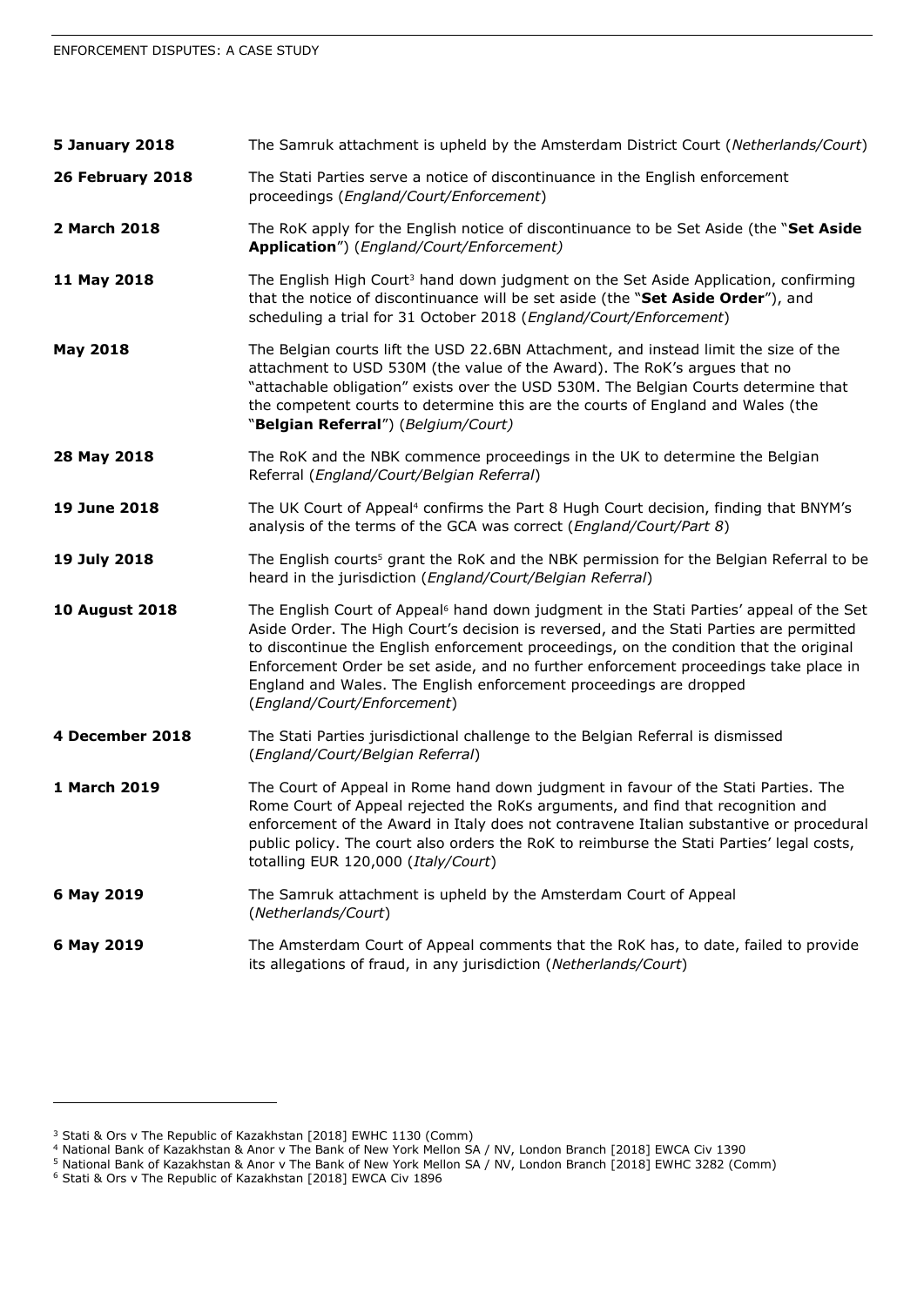| | |
|---|---|
| **5 January 2018** | The Samruk attachment is upheld by the Amsterdam District Court (*Netherlands/Court*) |
| **26 February 2018** | The Stati Parties serve a notice of discontinuance in the English enforcement proceedings (*England/Court/Enforcement*) |
| **2 March 2018** | The RoK apply for the English notice of discontinuance to be Set Aside (the "**Set Aside Application**") (*England/Court/Enforcement)* |
| **11 May 2018** | The English High Court[3] hand down judgment on the Set Aside Application, confirming that the notice of discontinuance will be set aside (the "**Set Aside Order**"), and scheduling a trial for 31 October 2018 (*England/Court/Enforcement*) |
| **May 2018** | The Belgian courts lift the USD 22.6BN Attachment, and instead limit the size of the attachment to USD 530M (the value of the Award). The RoK's argues that no "attachable obligation" exists over the USD 530M. The Belgian Courts determine that the competent courts to determine this are the courts of England and Wales (the "**Belgian Referral**") (*Belgium/Court)* |
| **28 May 2018** | The RoK and the NBK commence proceedings in the UK to determine the Belgian Referral (*England/Court/Belgian Referral*) |
| **19 June 2018** | The UK Court of Appeal[4] confirms the Part 8 Hugh Court decision, finding that BNYM's analysis of the terms of the GCA was correct (*England/Court/Part 8*) |
| **19 July 2018** | The English courts[5] grant the RoK and the NBK permission for the Belgian Referral to be heard in the jurisdiction (*England/Court/Belgian Referral*) |
| **10 August 2018** | The English Court of Appeal[6] hand down judgment in the Stati Parties' appeal of the Set Aside Order. The High Court's decision is reversed, and the Stati Parties are permitted to discontinue the English enforcement proceedings, on the condition that the original Enforcement Order be set aside, and no further enforcement proceedings take place in England and Wales. The English enforcement proceedings are dropped (*England/Court/Enforcement*) |
| **4 December 2018** | The Stati Parties jurisdictional challenge to the Belgian Referral is dismissed (*England/Court/Belgian Referral*) |
| **1 March 2019** | The Court of Appeal in Rome hand down judgment in favour of the Stati Parties. The Rome Court of Appeal rejected the RoKs arguments, and find that recognition and enforcement of the Award in Italy does not contravene Italian substantive or procedural public policy. The court also orders the RoK to reimburse the Stati Parties' legal costs, totalling EUR 120,000 (*Italy/Court*) |
| **6 May 2019** | The Samruk attachment is upheld by the Amsterdam Court of Appeal (*Netherlands/Court*) |
| **6 May 2019** | The Amsterdam Court of Appeal comments that the RoK has, to date, failed to provide its allegations of fraud, in any jurisdiction (*Netherlands/Court*) |

[3] Stati & Ors v The Republic of Kazakhstan [2018] EWHC 1130 (Comm)

[4] National Bank of Kazakhstan & Anor v The Bank of New York Mellon SA / NV, London Branch [2018] EWCA Civ 1390

[5] National Bank of Kazakhstan & Anor v The Bank of New York Mellon SA / NV, London Branch [2018] EWHC 3282 (Comm)

[6] Stati & Ors v The Republic of Kazakhstan [2018] EWCA Civ 1896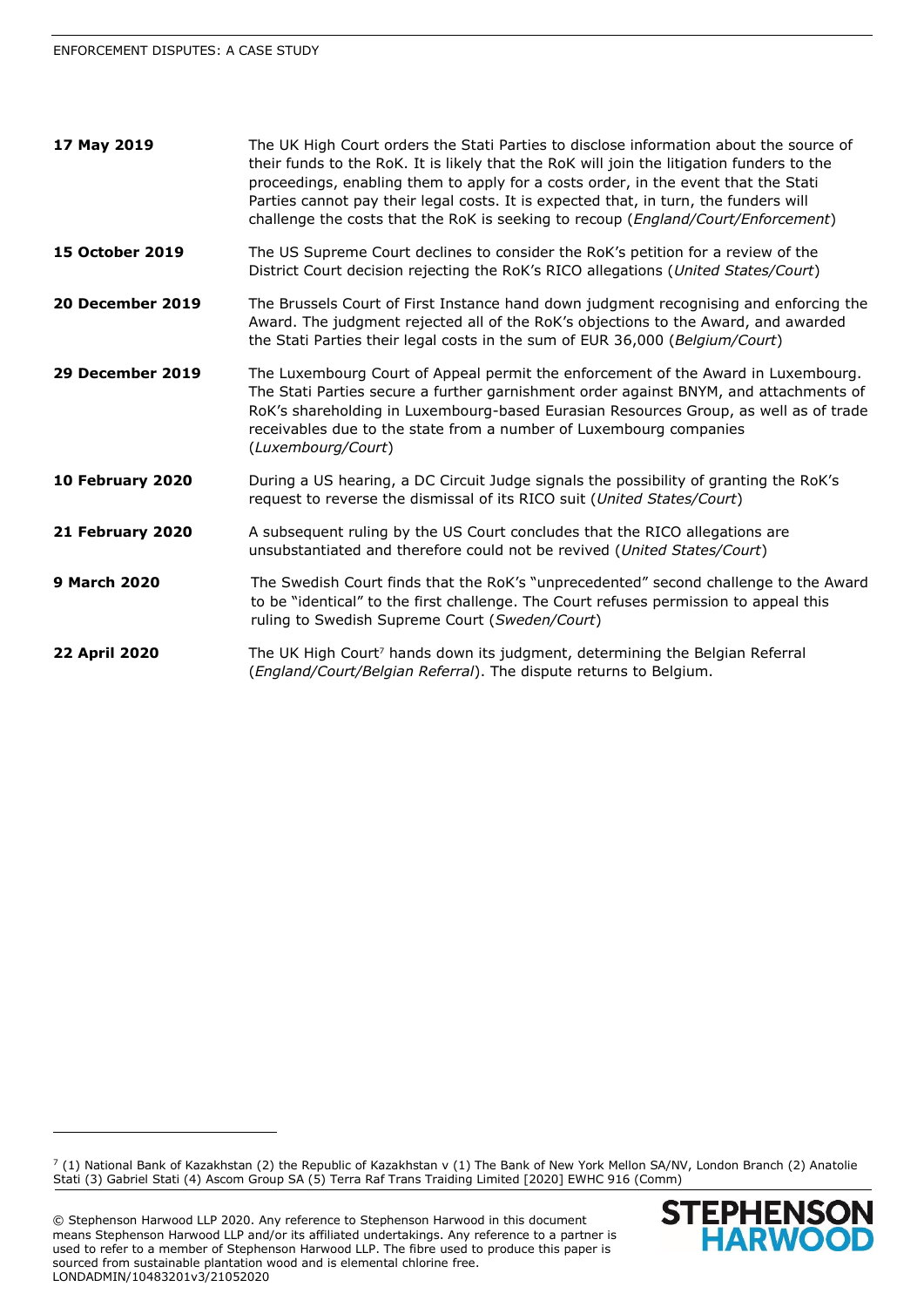| | |
|---|---|
| **17 May 2019** | The UK High Court orders the Stati Parties to disclose information about the source of their funds to the RoK. It is likely that the RoK will join the litigation funders to the proceedings, enabling them to apply for a costs order, in the event that the Stati Parties cannot pay their legal costs. It is expected that, in turn, the funders will challenge the costs that the RoK is seeking to recoup (*England/Court/Enforcement*) |
| **15 October 2019** | The US Supreme Court declines to consider the RoK's petition for a review of the District Court decision rejecting the RoK's RICO allegations (*United States/Court*) |
| **20 December 2019** | The Brussels Court of First Instance hand down judgment recognising and enforcing the Award. The judgment rejected all of the RoK's objections to the Award, and awarded the Stati Parties their legal costs in the sum of EUR 36,000 (*Belgium/Court*) |
| **29 December 2019** | The Luxembourg Court of Appeal permit the enforcement of the Award in Luxembourg. The Stati Parties secure a further garnishment order against BNYM, and attachments of RoK's shareholding in Luxembourg-based Eurasian Resources Group, as well as of trade receivables due to the state from a number of Luxembourg companies (*Luxembourg/Court*) |
| **10 February 2020** | During a US hearing, a DC Circuit Judge signals the possibility of granting the RoK's request to reverse the dismissal of its RICO suit (*United States/Court*) |
| **21 February 2020** | A subsequent ruling by the US Court concludes that the RICO allegations are unsubstantiated and therefore could not be revived (*United States/Court*) |
| **9 March 2020** | The Swedish Court finds that the RoK's "unprecedented" second challenge to the Award to be "identical" to the first challenge. The Court refuses permission to appeal this ruling to Swedish Supreme Court (*Sweden/Court*) |
| **22 April 2020** | The UK High Court[7] hands down its judgment, determining the Belgian Referral (*England/Court/Belgian Referral*). The dispute returns to Belgium. |

[7] (1) National Bank of Kazakhstan (2) the Republic of Kazakhstan v (1) The Bank of New York Mellon SA/NV, London Branch (2) Anatolie Stati (3) Gabriel Stati (4) Ascom Group SA (5) Terra Raf Trans Traiding Limited [2020] EWHC 916 (Comm)

© Stephenson Harwood LLP 2020. Any reference to Stephenson Harwood in this document means Stephenson Harwood LLP and/or its affiliated undertakings. Any reference to a partner is used to refer to a member of Stephenson Harwood LLP. The fibre used to produce this paper is sourced from sustainable plantation wood and is elemental chlorine free.
LONDADMIN/10483201v3/21052020